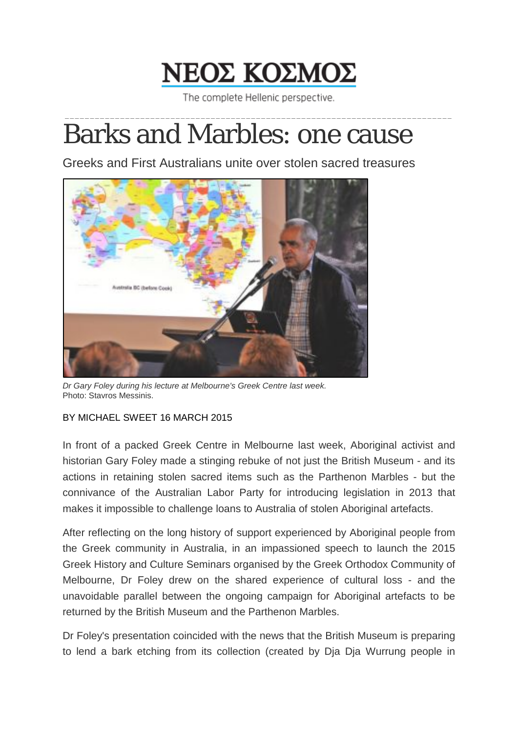# ΝΕΟΣ ΚΟΣΜΟΣ

The complete Hellenic perspective.

# Barks and Marbles: one cause

Greeks and First Australians unite over stolen sacred treasures

*Dr Gary Foley during his lecture at Melbourne's Greek Centre last week.*
Photo: Stavros Messinis.

BY MICHAEL SWEET 16 MARCH 2015

In front of a packed Greek Centre in Melbourne last week, Aboriginal activist and historian Gary Foley made a stinging rebuke of not just the British Museum - and its actions in retaining stolen sacred items such as the Parthenon Marbles - but the connivance of the Australian Labor Party for introducing legislation in 2013 that makes it impossible to challenge loans to Australia of stolen Aboriginal artefacts.

After reflecting on the long history of support experienced by Aboriginal people from the Greek community in Australia, in an impassioned speech to launch the 2015 Greek History and Culture Seminars organised by the Greek Orthodox Community of Melbourne, Dr Foley drew on the shared experience of cultural loss - and the unavoidable parallel between the ongoing campaign for Aboriginal artefacts to be returned by the British Museum and the Parthenon Marbles.

Dr Foley's presentation coincided with the news that the British Museum is preparing to lend a bark etching from its collection (created by Dja Dja Wurrung people in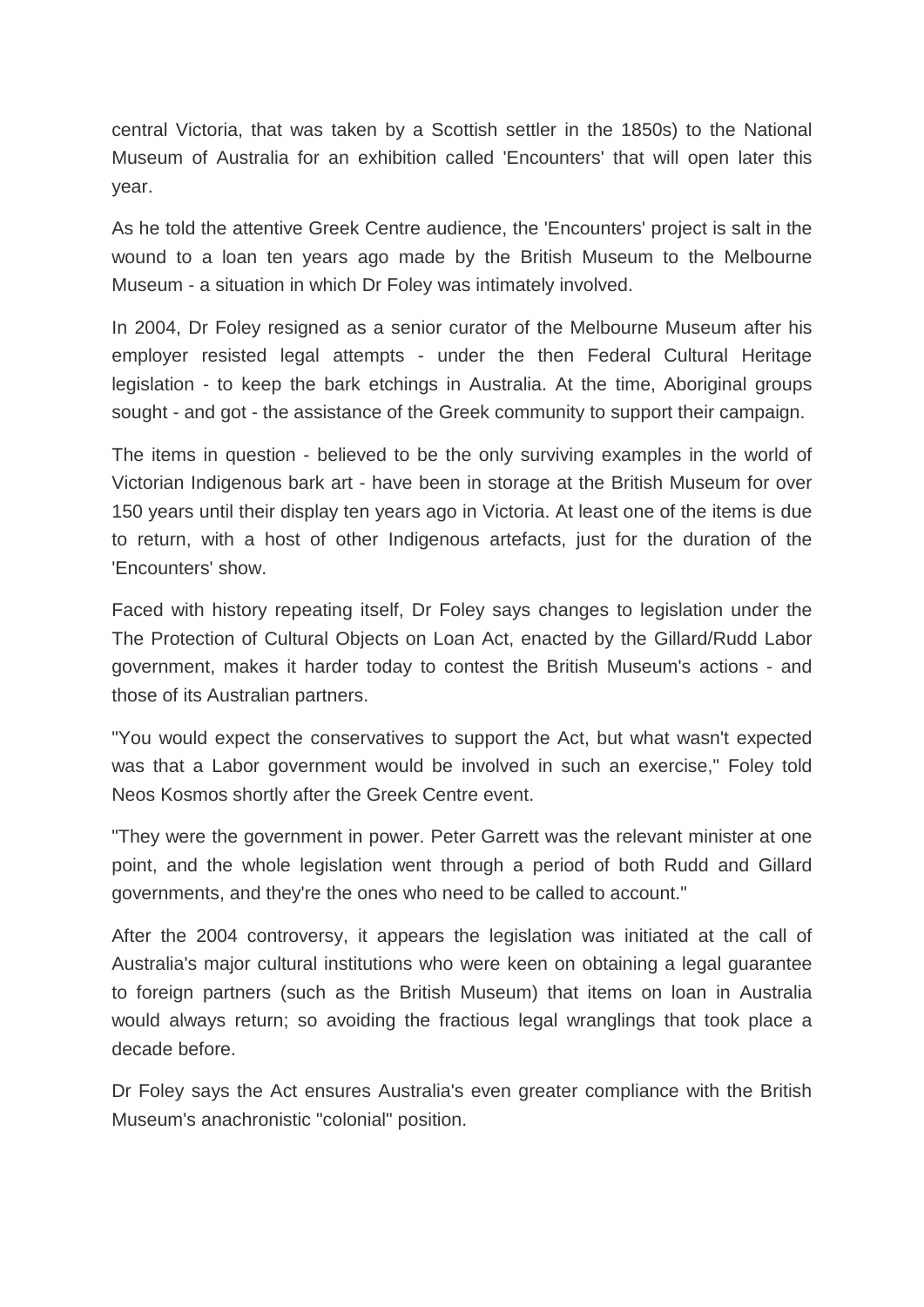central Victoria, that was taken by a Scottish settler in the 1850s) to the National Museum of Australia for an exhibition called 'Encounters' that will open later this year.

As he told the attentive Greek Centre audience, the 'Encounters' project is salt in the wound to a loan ten years ago made by the British Museum to the Melbourne Museum - a situation in which Dr Foley was intimately involved.

In 2004, Dr Foley resigned as a senior curator of the Melbourne Museum after his employer resisted legal attempts - under the then Federal Cultural Heritage legislation - to keep the bark etchings in Australia. At the time, Aboriginal groups sought - and got - the assistance of the Greek community to support their campaign.

The items in question - believed to be the only surviving examples in the world of Victorian Indigenous bark art - have been in storage at the British Museum for over 150 years until their display ten years ago in Victoria. At least one of the items is due to return, with a host of other Indigenous artefacts, just for the duration of the 'Encounters' show.

Faced with history repeating itself, Dr Foley says changes to legislation under the The Protection of Cultural Objects on Loan Act, enacted by the Gillard/Rudd Labor government, makes it harder today to contest the British Museum's actions - and those of its Australian partners.

"You would expect the conservatives to support the Act, but what wasn't expected was that a Labor government would be involved in such an exercise," Foley told Neos Kosmos shortly after the Greek Centre event.

"They were the government in power. Peter Garrett was the relevant minister at one point, and the whole legislation went through a period of both Rudd and Gillard governments, and they're the ones who need to be called to account."

After the 2004 controversy, it appears the legislation was initiated at the call of Australia's major cultural institutions who were keen on obtaining a legal guarantee to foreign partners (such as the British Museum) that items on loan in Australia would always return; so avoiding the fractious legal wranglings that took place a decade before.

Dr Foley says the Act ensures Australia's even greater compliance with the British Museum's anachronistic "colonial" position.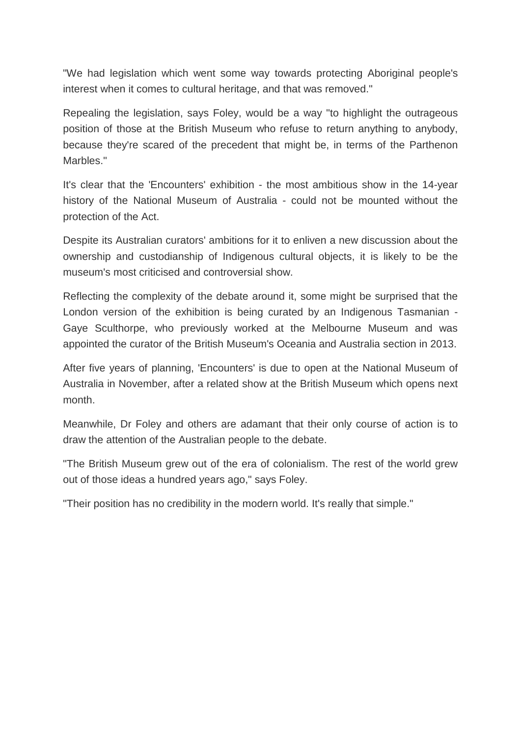"We had legislation which went some way towards protecting Aboriginal people's interest when it comes to cultural heritage, and that was removed."

Repealing the legislation, says Foley, would be a way "to highlight the outrageous position of those at the British Museum who refuse to return anything to anybody, because they're scared of the precedent that might be, in terms of the Parthenon Marbles."

It's clear that the 'Encounters' exhibition - the most ambitious show in the 14-year history of the National Museum of Australia - could not be mounted without the protection of the Act.

Despite its Australian curators' ambitions for it to enliven a new discussion about the ownership and custodianship of Indigenous cultural objects, it is likely to be the museum's most criticised and controversial show.

Reflecting the complexity of the debate around it, some might be surprised that the London version of the exhibition is being curated by an Indigenous Tasmanian - Gaye Sculthorpe, who previously worked at the Melbourne Museum and was appointed the curator of the British Museum's Oceania and Australia section in 2013.

After five years of planning, 'Encounters' is due to open at the National Museum of Australia in November, after a related show at the British Museum which opens next month.

Meanwhile, Dr Foley and others are adamant that their only course of action is to draw the attention of the Australian people to the debate.

"The British Museum grew out of the era of colonialism. The rest of the world grew out of those ideas a hundred years ago," says Foley.

"Their position has no credibility in the modern world. It's really that simple."